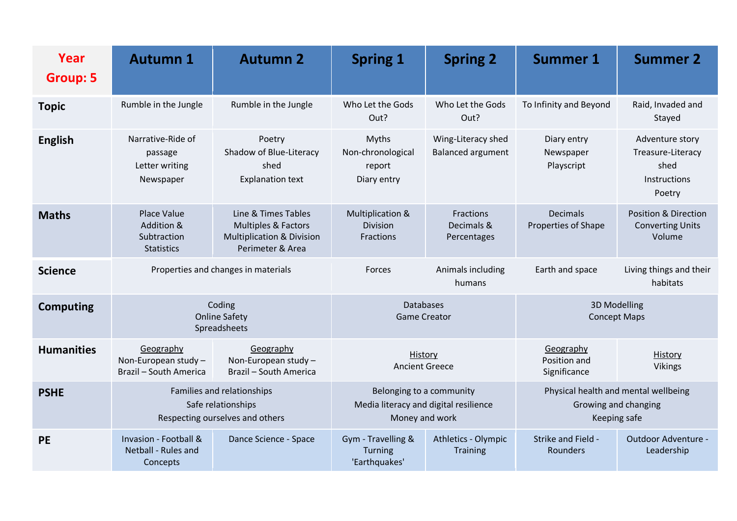| Year Group: 5 | Autumn 1 | Autumn 2 | Spring 1 | Spring 2 | Summer 1 | Summer 2 |
|---|---|---|---|---|---|---|
| **Topic** | Rumble in the Jungle | Rumble in the Jungle | Who Let the Gods Out? | Who Let the Gods Out? | To Infinity and Beyond | Raid, Invaded and Stayed |
| **English** | Narrative-Ride of passage<br>Letter writing<br>Newspaper | Poetry<br>Shadow of Blue-Literacy shed<br>Explanation text | Myths<br>Non-chronological report<br>Diary entry | Wing-Literacy shed<br>Balanced argument | Diary entry<br>Newspaper<br>Playscript | Adventure story<br>Treasure-Literacy shed<br>Instructions<br>Poetry |
| **Maths** | Place Value<br>Addition & Subtraction<br>Statistics | Line & Times Tables<br>Multiples & Factors<br>Multiplication & Division<br>Perimeter & Area | Multiplication & Division<br>Fractions | Fractions<br>Decimals & Percentages | Decimals<br>Properties of Shape | Position & Direction<br>Converting Units<br>Volume |
| **Science** | Properties and changes in materials | | Forces | Animals including humans | Earth and space | Living things and their habitats |
| **Computing** | Coding<br>Online Safety<br>Spreadsheets | | Databases<br>Game Creator | | 3D Modelling<br>Concept Maps | |
| **Humanities** | <u>Geography</u><br>Non-European study – Brazil – South America | <u>Geography</u><br>Non-European study – Brazil – South America | <u>History</u><br>Ancient Greece | | <u>Geography</u><br>Position and Significance | <u>History</u><br>Vikings |
| **PSHE** | Families and relationships<br>Safe relationships<br>Respecting ourselves and others | | Belonging to a community<br>Media literacy and digital resilience<br>Money and work | | Physical health and mental wellbeing<br>Growing and changing<br>Keeping safe | |
| **PE** | Invasion - Football & Netball - Rules and Concepts | Dance Science - Space | Gym - Travelling & Turning 'Earthquakes' | Athletics - Olympic Training | Strike and Field - Rounders | Outdoor Adventure - Leadership |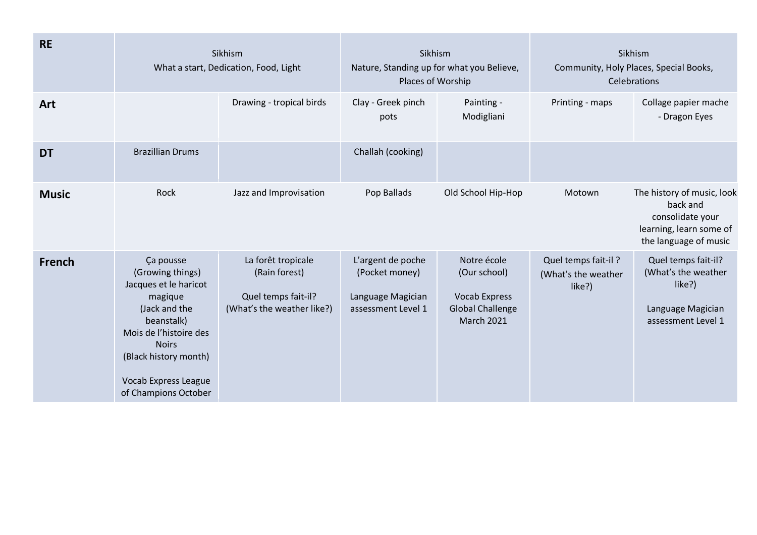| | | | | | | |
|---|---|---|---|---|---|---|
| **RE** | Sikhism<br>What a start, Dedication, Food, Light | | Sikhism<br>Nature, Standing up for what you Believe, Places of Worship | | Sikhism<br>Community, Holy Places, Special Books, Celebrations | |
| **Art** | | Drawing - tropical birds | Clay - Greek pinch pots | Painting - Modigliani | Printing - maps | Collage papier mache - Dragon Eyes |
| **DT** | Brazillian Drums | | Challah (cooking) | | | |
| **Music** | Rock | Jazz and Improvisation | Pop Ballads | Old School Hip-Hop | Motown | The history of music, look back and consolidate your learning, learn some of the language of music |
| **French** | Ça pousse<br>(Growing things)<br>Jacques et le haricot magique<br>(Jack and the beanstalk)<br>Mois de l'histoire des Noirs<br>(Black history month)<br><br>Vocab Express League of Champions October | La forêt tropicale<br>(Rain forest)<br><br>Quel temps fait-il?<br>(What's the weather like?) | L'argent de poche<br>(Pocket money)<br><br>Language Magician assessment Level 1 | Notre école<br>(Our school)<br><br>Vocab Express Global Challenge March 2021 | Quel temps fait-il ?<br>(What's the weather like?) | Quel temps fait-il?<br>(What's the weather like?)<br><br>Language Magician assessment Level 1 |